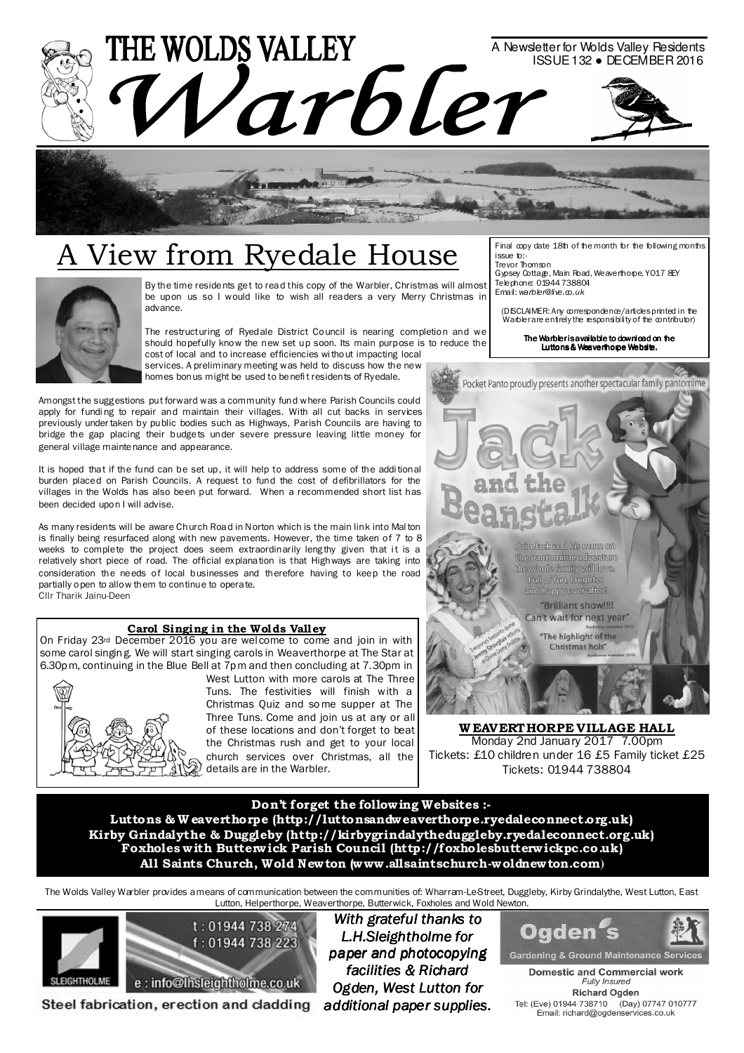# THE WOLDS VALLEY Warbler

A Newsletter for Wolds Valley Residents
ISSUE 132 ● DECEMBER 2016

## A View from Ryedale House

By the time residents get to read this copy of the Warbler, Christmas will almost be upon us so I would like to wish all readers a very Merry Christmas in advance.

The restructuring of Ryedale District Council is nearing completion and we should hopefully know the new set up soon. Its main purpose is to reduce the cost of local and to increase efficiencies without impacting local services. A preliminary meeting was held to discuss how the new homes bonus might be used to benefit residents of Ryedale.

Amongst the suggestions put forward was a community fund where Parish Councils could apply for funding to repair and maintain their villages. With all cut backs in services previously undertaken by public bodies such as Highways, Parish Councils are having to bridge the gap placing their budgets under severe pressure leaving little money for general village maintenance and appearance.

It is hoped that if the fund can be set up, it will help to address some of the additional burden placed on Parish Councils. A request to fund the cost of defibrillators for the villages in the Wolds has also been put forward. When a recommended short list has been decided upon I will advise.

As many residents will be aware Church Road in Norton which is the main link into Malton is finally being resurfaced along with new pavements. However, the time taken of 7 to 8 weeks to complete the project does seem extraordinarily lengthy given that it is a relatively short piece of road. The official explanation is that Highways are taking into consideration the needs of local businesses and therefore having to keep the road partially open to allow them to continue to operate.

Cllr Tharik Jainu-Deen

Final copy date 18th of the month for the following months issue to:-
Trevor Thomson
Gypsey Cottage, Main Road, Weaverthorpe, YO17 8EY
Telephone: 01944 738804
Email: *warbler@live.co.uk*

(DISCLAIMER: Any correspondence/articles printed in the Warbler are entirely the responsibility of the contributor)

**The Warbler is available to download on the Luttons & Weaverthorpe Website.**

### Carol Singing in the Wolds Valley

On Friday 23rd December 2016 you are welcome to come and join in with some carol singing. We will start singing carols in Weaverthorpe at The Star at 6.30pm, continuing in the Blue Bell at 7pm and then concluding at 7.30pm in West Lutton with more carols at The Three Tuns. The festivities will finish with a Christmas Quiz and some supper at The Three Tuns. Come and join us at any or all of these locations and don't forget to beat the Christmas rush and get to your local church services over Christmas, all the details are in the Warbler.

Pocket Panto proudly presents another spectacular family pantomime

**Jack and the Beanstalk**

Join Jack and his mum on the pantomime adventure the whole family will love. Full of fun, laughter and happy ever after!

"Brilliant show!!!! Can't wait for next year"

"The highlight of the Christmas hols"

**WEAVERTHORPE VILLAGE HALL**
Monday 2nd January 2017 7.00pm
Tickets: £10 children under 16 £5 Family ticket £25
Tickets: 01944 738804

**Don't forget the following Websites :-**
**Luttons & Weaverthorpe (http://luttonsandweaverthorpe.ryedaleconnect.org.uk)**
**Kirby Grindalythe & Duggleby (http://kirbygrindalytheduggleby.ryedaleconnect.org.uk)**
**Foxholes with Butterwick Parish Council (http://foxholesbutterwickpc.co.uk)**
**All Saints Church, Wold Newton (www.allsaintschurch-woldnewton.com)**

The Wolds Valley Warbler provides a means of communication between the communities of: Wharram-Le-Street, Duggleby, Kirby Grindalythe, West Lutton, East Lutton, Helperthorpe, Weaverthorpe, Butterwick, Foxholes and Wold Newton.

SLEIGHTHOLME
t : 01944 738 274
f : 01944 738 223
e : info@lhsleightholme.co.uk
Steel fabrication, erection and cladding

*With grateful thanks to L.H.Sleightholme for paper and photocopying facilities & Richard Ogden, West Lutton for additional paper supplies.*

Ogden's
Gardening & Ground Maintenance Services
Domestic and Commercial work
*Fully Insured*
Richard Ogden
Tel: (Eve) 01944 738710 (Day) 07747 010777
Email: richard@ogdenservices.co.uk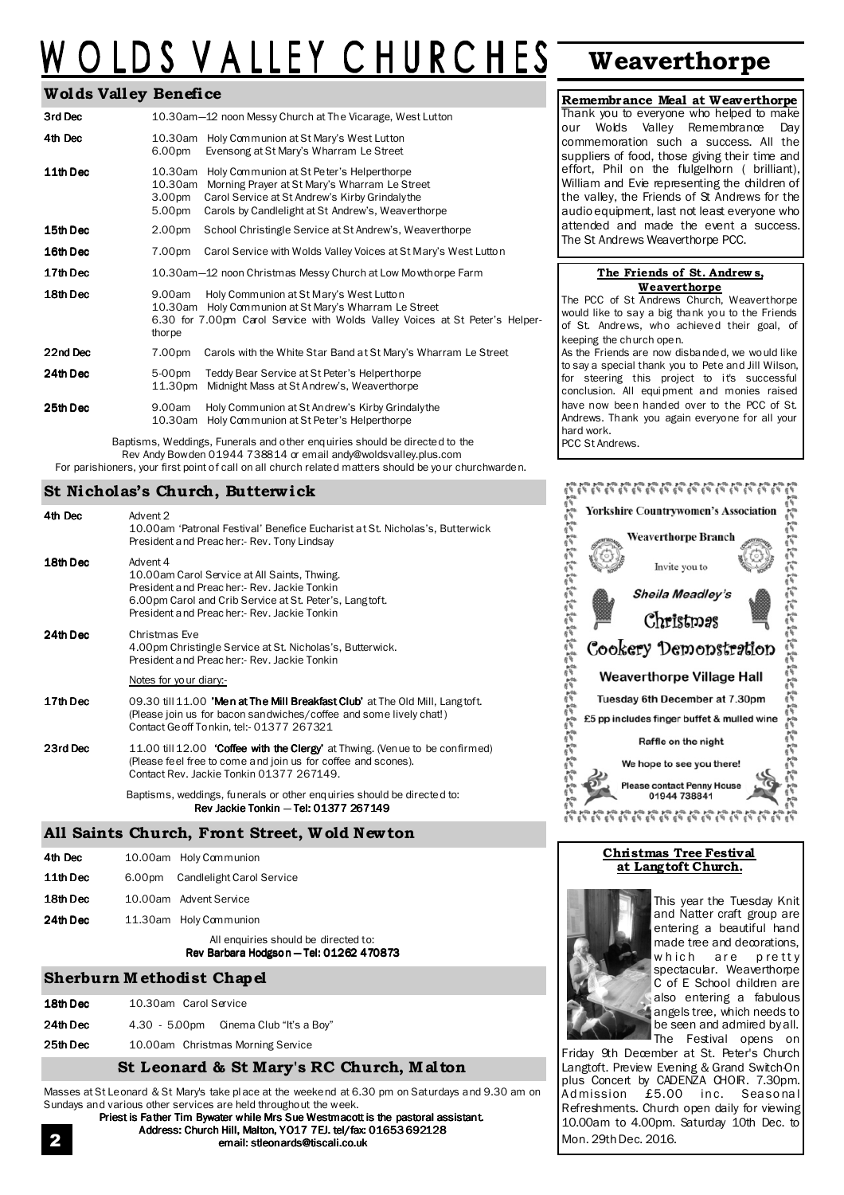# WOLDS VALLEY CHURCHES

## Wolds Valley Benefice

| | |
|---|---|
| 3rd Dec | 10.30am—12 noon Messy Church at The Vicarage, West Lutton |
| 4th Dec | 10.30am Holy Communion at St Mary's West Lutton<br>6.00pm Evensong at St Mary's Wharram Le Street |
| 11th Dec | 10.30am Holy Communion at St Peter's Helperthorpe<br>10.30am Morning Prayer at St Mary's Wharram Le Street<br>3.00pm Carol Service at St Andrew's Kirby Grindalythe<br>5.00pm Carols by Candlelight at St Andrew's, Weaverthorpe |
| 15th Dec | 2.00pm School Christingle Service at St Andrew's, Weaverthorpe |
| 16th Dec | 7.00pm Carol Service with Wolds Valley Voices at St Mary's West Lutton |
| 17th Dec | 10.30am—12 noon Christmas Messy Church at Low Mowthorpe Farm |
| 18th Dec | 9.00am Holy Communion at St Mary's West Lutton<br>10.30am Holy Communion at St Mary's Wharram Le Street<br>6.30 for 7.00pm Carol Service with Wolds Valley Voices at St Peter's Helperthorpe |
| 22nd Dec | 7.00pm Carols with the White Star Band at St Mary's Wharram Le Street |
| 24th Dec | 5-00pm Teddy Bear Service at St Peter's Helperthorpe<br>11.30pm Midnight Mass at St Andrew's, Weaverthorpe |
| 25th Dec | 9.00am Holy Communion at St Andrew's Kirby Grindalythe<br>10.30am Holy Communion at St Peter's Helperthorpe |

Baptisms, Weddings, Funerals and other enquiries should be directed to the Rev Andy Bowden 01944 738814 or email andy@woldsvalley.plus.com

For parishioners, your first point of call on all church related matters should be your churchwarden.

## St Nicholas's Church, Butterwick

**4th Dec** Advent 2
10.00am 'Patronal Festival' Benefice Eucharist at St. Nicholas's, Butterwick
President and Preacher:- Rev. Tony Lindsay

**18th Dec** Advent 4
10.00am Carol Service at All Saints, Thwing.
President and Preacher:- Rev. Jackie Tonkin
6.00pm Carol and Crib Service at St. Peter's, Langtoft.
President and Preacher:- Rev. Jackie Tonkin

**24th Dec** Christmas Eve
4.00pm Christingle Service at St. Nicholas's, Butterwick.
President and Preacher:- Rev. Jackie Tonkin

Notes for your diary:-

**17th Dec** 09.30 till 11.00 **'Men at The Mill Breakfast Club'** at The Old Mill, Langtoft.
(Please join us for bacon sandwiches/coffee and some lively chat!)
Contact Geoff Tonkin, tel:- 01377 267321

**23rd Dec** 11.00 till 12.00 **'Coffee with the Clergy'** at Thwing. (Venue to be confirmed)
(Please feel free to come and join us for coffee and scones).
Contact Rev. Jackie Tonkin 01377 267149.

Baptisms, weddings, funerals or other enquiries should be directed to:
**Rev Jackie Tonkin — Tel: 01377 267149**

## All Saints Church, Front Street, Wold Newton

| | |
|---|---|
| 4th Dec | 10.00am Holy Communion |
| 11th Dec | 6.00pm Candlelight Carol Service |
| 18th Dec | 10.00am Advent Service |
| 24th Dec | 11.30am Holy Communion |

All enquiries should be directed to:
**Rev Barbara Hodgson — Tel: 01262 470873**

## Sherburn Methodist Chapel

| | |
|---|---|
| 18th Dec | 10.30am Carol Service |
| 24th Dec | 4.30 - 5.00pm Cinema Club "It's a Boy" |
| 25th Dec | 10.00am Christmas Morning Service |

## St Leonard & St Mary's RC Church, Malton

Masses at St Leonard & St Mary's take place at the weekend at 6.30 pm on Saturdays and 9.30 am on Sundays and various other services are held throughout the week.

**Priest is Father Tim Bywater while Mrs Sue Westmacott is the pastoral assistant.**
**Address: Church Hill, Malton, YO17 7EJ. tel/fax: 01653 692128**
**email: stleonards@tiscali.co.uk**

# Weaverthorpe

### Remembrance Meal at Weaverthorpe

Thank you to everyone who helped to make our Wolds Valley Remembrance Day commemoration such a success. All the suppliers of food, those giving their time and effort, Phil on the flugelhorn ( brilliant), William and Evie representing the children of the valley, the Friends of St Andrews for the audio equipment, last not least everyone who attended and made the event a success. The St Andrews Weaverthorpe PCC.

### The Friends of St. Andrews, Weaverthorpe

The PCC of St Andrews Church, Weaverthorpe would like to say a big thank you to the Friends of St. Andrews, who achieved their goal, of keeping the church open.
As the Friends are now disbanded, we would like to say a special thank you to Pete and Jill Wilson, for steering this project to it's successful conclusion. All equipment and monies raised have now been handed over to the PCC of St. Andrews. Thank you again everyone for all your hard work.
PCC St Andrews.

Yorkshire Countrywomen's Association
Weaverthorpe Branch
Invite you to
*Sheila Meadley's*
Christmas
Cookery Demonstration
Weaverthorpe Village Hall
Tuesday 6th December at 7.30pm
£5 pp includes finger buffet & mulled wine
Raffle on the night
We hope to see you there!
Please contact Penny House
01944 738841

### Christmas Tree Festival at Langtoft Church.

This year the Tuesday Knit and Natter craft group are entering a beautiful hand made tree and decorations, which are pretty spectacular. Weaverthorpe C of E School children are also entering a fabulous angels tree, which needs to be seen and admired by all. The Festival opens on Friday 9th December at St. Peter's Church Langtoft. Preview Evening & Grand Switch-On plus Concert by CADENZA CHOIR. 7.30pm. Admission £5.00 inc. Seasonal Refreshments. Church open daily for viewing 10.00am to 4.00pm. Saturday 10th Dec. to Mon. 29th Dec. 2016.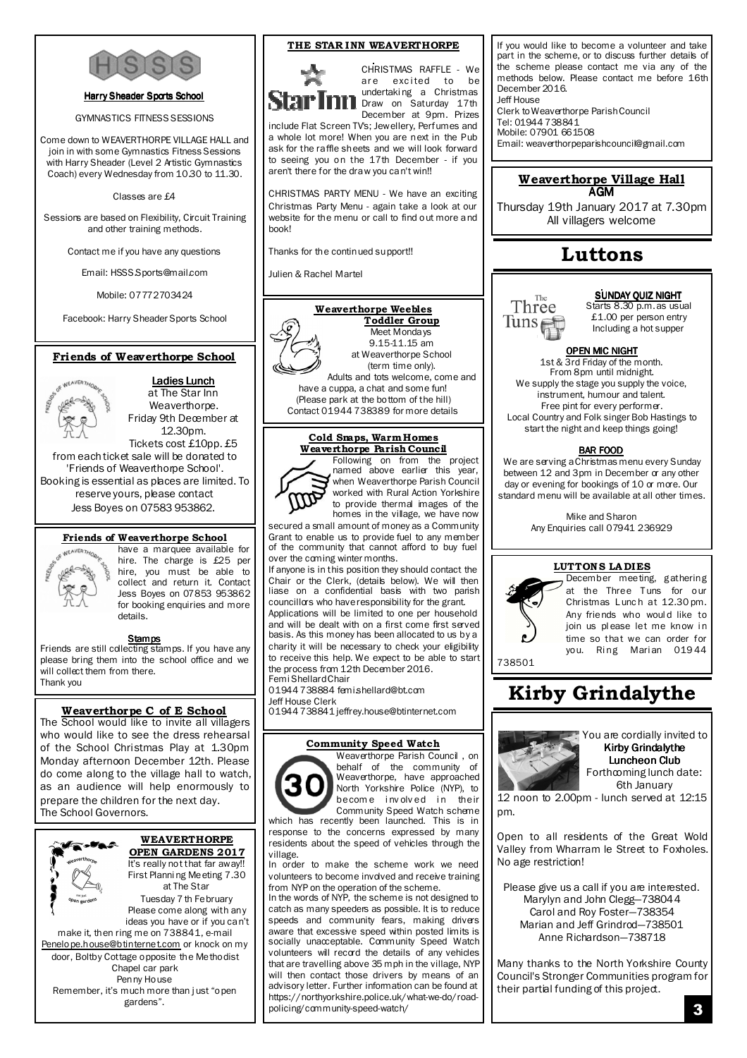## Harry Sheader Sports School

GYMNASTICS FITNESS SESSIONS

Come down to WEAVERTHORPE VILLAGE HALL and join in with some Gymnastics Fitness Sessions with Harry Sheader (Level 2 Artistic Gymnastics Coach) every Wednesday from 10.30 to 11.30.

Classes are £4

Sessions are based on Flexibility, Circuit Training and other training methods.

Contact me if you have any questions

Email: HSSS.Sports@mail.com

Mobile: 07772703424

Facebook: Harry Sheader Sports School

## Friends of Weaverthorpe School

**Ladies Lunch**

at The Star Inn Weaverthorpe. Friday 9th December at 12.30pm. Tickets cost £10pp. £5 from each ticket sale will be donated to 'Friends of Weaverthorpe School'. Booking is essential as places are limited. To reserve yours, please contact Jess Boyes on 07583 953862.

## Friends of Weaverthorpe School

have a marquee available for hire. The charge is £25 per hire, you must be able to collect and return it. Contact Jess Boyes on 07853 953862 for booking enquiries and more details.

**Stamps**

Friends are still collecting stamps. If you have any please bring them into the school office and we will collect them from there.
Thank you

## Weaverthorpe C of E School

The School would like to invite all villagers who would like to see the dress rehearsal of the School Christmas Play at 1.30pm Monday afternoon December 12th. Please do come along to the village hall to watch, as an audience will help enormously to prepare the children for the next day.
The School Governors.

## WEAVERTHORPE OPEN GARDENS 2017

It's really not that far away!! First Planning Meeting 7.30 at The Star Tuesday 7th February
Please come along with any ideas you have or if you can't make it, then ring me on 738841, e-mail Penelope.house@btinternet.com or knock on my door, Boltby Cottage opposite the Methodist Chapel car park
Penny House
Remember, it's much more than just "open gardens".

## THE STAR INN WEAVERTHORPE

CHRISTMAS RAFFLE - We are excited to be undertaking a Christmas Draw on Saturday 17th December at 9pm. Prizes include Flat Screen TV's; Jewellery, Perfumes and a whole lot more! When you are next in the Pub ask for the raffle sheets and we will look forward to seeing you on the 17th December - if you aren't there for the draw you can't win!!

CHRISTMAS PARTY MENU - We have an exciting Christmas Party Menu - again take a look at our website for the menu or call to find out more and book!

Thanks for the continued support!!

Julien & Rachel Martel

## Weaverthorpe Weebles Toddler Group

Meet Mondays
9.15-11.15 am
at Weaverthorpe School
(term time only).
Adults and tots welcome, come and have a cuppa, a chat and some fun!
(Please park at the bottom of the hill)
Contact 01944 738389 for more details

## Cold Snaps, Warm Homes Weaverthorpe Parish Council

Following on from the project named above earlier this year, when Weaverthorpe Parish Council worked with Rural Action Yorkshire to provide thermal images of the homes in the village, we have now secured a small amount of money as a Community Grant to enable us to provide fuel to any member of the community that cannot afford to buy fuel over the coming winter months.
If anyone is in this position they should contact the Chair or the Clerk, (details below). We will then liase on a confidential basis with two parish councillors who have responsibility for the grant.
Applications will be limited to one per household and will be dealt with on a first come first served basis. As this money has been allocated to us by a charity it will be necessary to check your eligibility to receive this help. We expect to be able to start the process from 12th December 2016.
Femi Shellard Chair
01944 738884 femi.shellard@bt.com
Jeff House Clerk
01944 738841 jeffrey.house@btinternet.com

## Community Speed Watch

Weaverthorpe Parish Council, on behalf of the community of Weaverthorpe, have approached North Yorkshire Police (NYP), to become involved in their Community Speed Watch scheme which has recently been launched. This is in response to the concerns expressed by many residents about the speed of vehicles through the village.
In order to make the scheme work we need volunteers to become involved and receive training from NYP on the operation of the scheme.
In the words of NYP, the scheme is not designed to catch as many speeders as possible. It is to reduce speeds and community fears, making drivers aware that excessive speed within posted limits is socially unacceptable. Community Speed Watch volunteers will record the details of any vehicles that are travelling above 35 mph in the village, NYP will then contact those drivers by means of an advisory letter. Further information can be found at https://northyorkshire.police.uk/what-we-do/road-policing/community-speed-watch/

If you would like to become a volunteer and take part in the scheme, or to discuss further details of the scheme please contact me via any of the methods below. Please contact me before 16th December 2016.
Jeff House
Clerk to Weaverthorpe Parish Council
Tel: 01944 738841
Mobile: 07901 661508
Email: weaverthorpeparishcouncil@gmail.com

## Weaverthorpe Village Hall AGM

Thursday 19th January 2017 at 7.30pm
All villagers welcome

# Luttons

**SUNDAY QUIZ NIGHT**

Starts 8.30 p.m. as usual
£1.00 per person entry
Including a hot supper

**OPEN MIC NIGHT**

1st & 3rd Friday of the month.
From 8pm until midnight.
We supply the stage you supply the voice, instrument, humour and talent.
Free pint for every performer.
Local Country and Folk singer Bob Hastings to start the night and keep things going!

**BAR FOOD**

We are serving a Christmas menu every Sunday between 12 and 3pm in December or any other day or evening for bookings of 10 or more. Our standard menu will be available at all other times.

Mike and Sharon
Any Enquiries call 07941 236929

## LUTTONS LADIES

December meeting, gathering at the Three Tuns for our Christmas Lunch at 12.30pm. Any friends who would like to join us please let me know in time so that we can order for you. Ring Marian 01944 738501

# Kirby Grindalythe

You are cordially invited to **Kirby Grindalythe Luncheon Club**
Forthcoming lunch date: 6th January
12 noon to 2.00pm - lunch served at 12:15 pm.

Open to all residents of the Great Wold Valley from Wharram le Street to Foxholes. No age restriction!

Please give us a call if you are interested.
Marylyn and John Clegg—738044
Carol and Roy Foster—738354
Marian and Jeff Grindrod—738501
Anne Richardson—738718

Many thanks to the North Yorkshire County Council's Stronger Communities program for their partial funding of this project.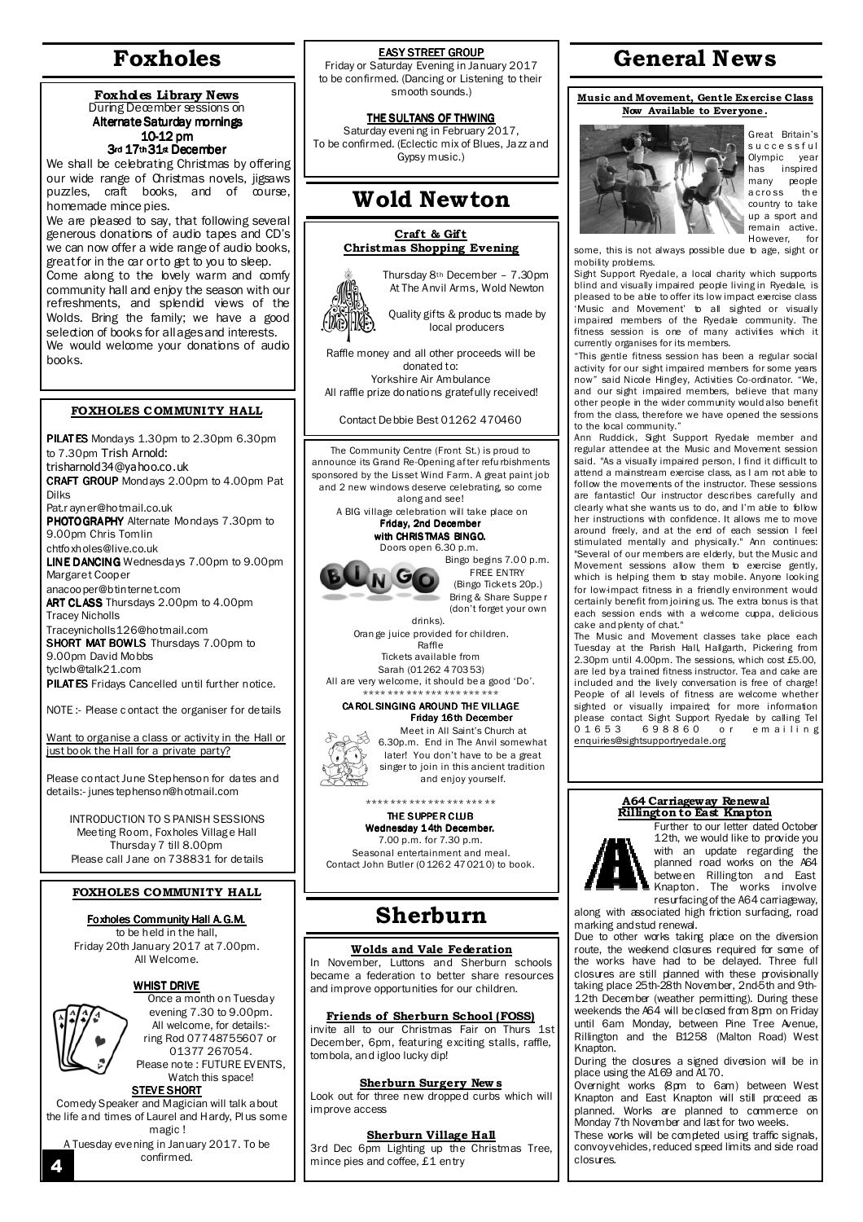# Foxholes

**Foxholes Library News**

During December sessions on

**Alternate Saturday mornings**

**10-12 pm**

**3rd 17th 31st December**

We shall be celebrating Christmas by offering our wide range of Christmas novels, jigsaws puzzles, craft books, and of course, homemade mince pies.

We are pleased to say, that following several generous donations of audio tapes and CD's we can now offer a wide range of audio books, great for in the car or to get to you to sleep.

Come along to the lovely warm and comfy community hall and enjoy the season with our refreshments, and splendid views of the Wolds. Bring the family; we have a good selection of books for all ages and interests.

We would welcome your donations of audio books.

## FOXHOLES COMMUNITY HALL

**PILATES** Mondays 1.30pm to 2.30pm 6.30pm to 7.30pm Trish Arnold: trisharnold34@yahoo.co.uk

**CRAFT GROUP** Mondays 2.00pm to 4.00pm Pat Dilks Pat.rayner@hotmail.co.uk

**PHOTOGRAPHY** Alternate Mondays 7.30pm to 9.00pm Chris Tomlin chtfoxholes@live.co.uk

**LINE DANCING** Wednesdays 7.00pm to 9.00pm Margaret Cooper anacooper@btinternet.com

**ART CLASS** Thursdays 2.00pm to 4.00pm Tracey Nicholls Traceynicholls126@hotmail.com

**SHORT MAT BOWLS** Thursdays 7.00pm to 9.00pm David Mobbs tyclwb@talk21.com

**PILATES** Fridays Cancelled until further notice.

NOTE :- Please contact the organiser for details

Want to organise a class or activity in the Hall or just book the Hall for a private party?

Please contact June Stephenson for dates and details:- junestephenson@hotmail.com

INTRODUCTION TO SPANISH SESSIONS
Meeting Room, Foxholes Village Hall
Thursday 7 till 8.00pm
Please call Jane on 738831 for details

## FOXHOLES COMMUNITY HALL

**Foxholes Community Hall A.G.M.**

to be held in the hall,
Friday 20th January 2017 at 7.00pm.
All Welcome.

**WHIST DRIVE**

Once a month on Tuesday evening 7.30 to 9.00pm.
All welcome, for details:- ring Rod 07748755607 or 01377 267054.
Please note : FUTURE EVENTS, Watch this space!

**STEVE SHORT**

Comedy Speaker and Magician will talk about the life and times of Laurel and Hardy, Plus some magic !
A Tuesday evening in January 2017. To be confirmed.

**EASY STREET GROUP**

Friday or Saturday Evening in January 2017 to be confirmed. (Dancing or Listening to their smooth sounds.)

**THE SULTANS OF THWING**

Saturday evening in February 2017, To be confirmed. (Eclectic mix of Blues, Jazz and Gypsy music.)

# Wold Newton

**Craft & Gift Christmas Shopping Evening**

Thursday 8th December – 7.30pm
At The Anvil Arms, Wold Newton

Quality gifts & products made by local producers

Raffle money and all other proceeds will be donated to:
Yorkshire Air Ambulance
All raffle prize donations gratefully received!

Contact Debbie Best 01262 470460

The Community Centre (Front St.) is proud to announce its Grand Re-Opening after refurbishments sponsored by the Lisset Wind Farm. A great paint job and 2 new windows deserve celebrating, so come along and see!

A BIG village celebration will take place on

**Friday, 2nd December**
**with CHRISTMAS BINGO.**

Doors open 6.30 p.m.
Bingo begins 7.00 p.m.
FREE ENTRY
(Bingo Tickets 20p.)
Bring & Share Supper (don't forget your own drinks).
Orange juice provided for children.
Raffle
Tickets available from
Sarah (01262 470353)
All are very welcome, it should be a good 'Do'.

\*\*\*\*\*\*\*\*\*\*\*\*\*\*\*\*\*\*\*\*\*\*\*\*

**CAROL SINGING AROUND THE VILLAGE**
**Friday 16th December**

Meet in All Saint's Church at 6.30p.m. End in The Anvil somewhat later! You don't have to be a great singer to join in this ancient tradition and enjoy yourself.

\*\*\*\*\*\*\*\*\*\*\*\*\*\*\*\*\*\*\*\*\*\*\*\*

**THE SUPPER CLUB**
**Wednesday 14th December.**

7.00 p.m. for 7.30 p.m.
Seasonal entertainment and meal.
Contact John Butler (01262 470210) to book.

# Sherburn

**Wolds and Vale Federation**

In November, Luttons and Sherburn schools became a federation to better share resources and improve opportunities for our children.

**Friends of Sherburn School (FOSS)**

invite all to our Christmas Fair on Thurs 1st December, 6pm, featuring exciting stalls, raffle, tombola, and igloo lucky dip!

**Sherburn Surgery News**

Look out for three new dropped curbs which will improve access

**Sherburn Village Hall**

3rd Dec 6pm Lighting up the Christmas Tree, mince pies and coffee, £1 entry

# General News

**Music and Movement, Gentle Exercise Class Now Available to Everyone.**

Great Britain's successful Olympic year has inspired many people across the country to take up a sport and remain active. However, for some, this is not always possible due to age, sight or mobility problems.

Sight Support Ryedale, a local charity which supports blind and visually impaired people living in Ryedale, is pleased to be able to offer its low impact exercise class 'Music and Movement' to all sighted or visually impaired members of the Ryedale community. The fitness session is one of many activities which it currently organises for its members.

"This gentle fitness session has been a regular social activity for our sight impaired members for some years now" said Nicole Hingley, Activities Co-ordinator. "We, and our sight impaired members, believe that many other people in the wider community would also benefit from the class, therefore we have opened the sessions to the local community."

Ann Ruddick, Sight Support Ryedale member and regular attendee at the Music and Movement session said. "As a visually impaired person, I find it difficult to attend a mainstream exercise class, as I am not able to follow the movements of the instructor. These sessions are fantastic! Our instructor describes carefully and clearly what she wants us to do, and I'm able to follow her instructions with confidence. It allows me to move around freely, and at the end of each session I feel stimulated mentally and physically." Ann continues: "Several of our members are elderly, but the Music and Movement sessions allow them to exercise gently, which is helping them to stay mobile. Anyone looking for low-impact fitness in a friendly environment would certainly benefit from joining us. The extra bonus is that each session ends with a welcome cuppa, delicious cake and plenty of chat."

The Music and Movement classes take place each Tuesday at the Parish Hall, Hallgarth, Pickering from 2.30pm until 4.00pm. The sessions, which cost £5.00, are led by a trained fitness instructor. Tea and cake are included and the lively conversation is free of charge! People of all levels of fitness are welcome whether sighted or visually impaired; for more information please contact Sight Support Ryedale by calling Tel 01653 698860 or emailing enquiries@sightsupportryedale.org

**A64 Carriageway Renewal Rillington to East Knapton**

Further to our letter dated October 12th, we would like to provide you with an update regarding the planned road works on the A64 between Rillington and East Knapton. The works involve resurfacing of the A64 carriageway, along with associated high friction surfacing, road marking and stud renewal.

Due to other works taking place on the diversion route, the weekend closures required for some of the works have had to be delayed. Three full closures are still planned with these provisionally taking place 25th-28th November, 2nd-5th and 9th-12th December (weather permitting). During these weekends the A64 will be closed from 8pm on Friday until 6am Monday, between Pine Tree Avenue, Rillington and the B1258 (Malton Road) West Knapton.

During the closures a signed diversion will be in place using the A169 and A170.

Overnight works (8pm to 6am) between West Knapton and East Knapton will still proceed as planned. Works are planned to commence on Monday 7th November and last for two weeks.

These works will be completed using traffic signals, convoy vehicles, reduced speed limits and side road closures.